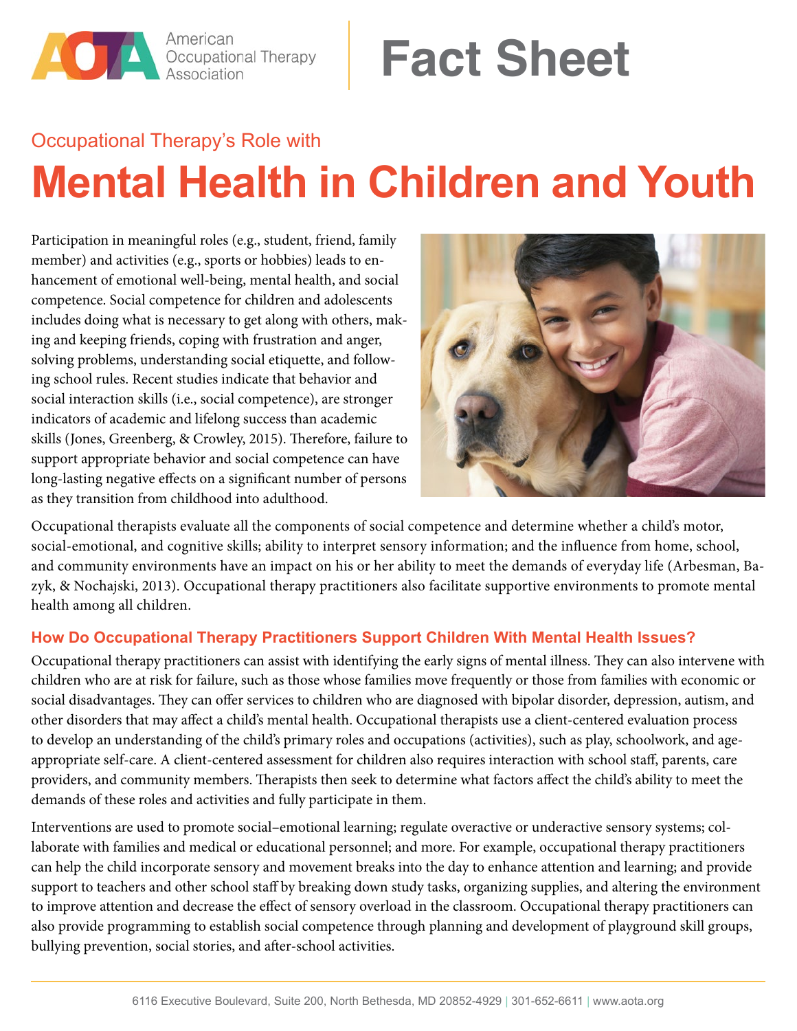American Occupational Therapy Association

# Fact Sheet

Occupational Therapy's Role with

# Mental Health in Children and Youth

Participation in meaningful roles (e.g., student, friend, family member) and activities (e.g., sports or hobbies) leads to enhancement of emotional well-being, mental health, and social competence. Social competence for children and adolescents includes doing what is necessary to get along with others, making and keeping friends, coping with frustration and anger, solving problems, understanding social etiquette, and following school rules. Recent studies indicate that behavior and social interaction skills (i.e., social competence), are stronger indicators of academic and lifelong success than academic skills (Jones, Greenberg, & Crowley, 2015). Therefore, failure to support appropriate behavior and social competence can have long-lasting negative effects on a significant number of persons as they transition from childhood into adulthood.

Occupational therapists evaluate all the components of social competence and determine whether a child's motor, social-emotional, and cognitive skills; ability to interpret sensory information; and the influence from home, school, and community environments have an impact on his or her ability to meet the demands of everyday life (Arbesman, Bazyk, & Nochajski, 2013). Occupational therapy practitioners also facilitate supportive environments to promote mental health among all children.

## How Do Occupational Therapy Practitioners Support Children With Mental Health Issues?

Occupational therapy practitioners can assist with identifying the early signs of mental illness. They can also intervene with children who are at risk for failure, such as those whose families move frequently or those from families with economic or social disadvantages. They can offer services to children who are diagnosed with bipolar disorder, depression, autism, and other disorders that may affect a child's mental health. Occupational therapists use a client-centered evaluation process to develop an understanding of the child's primary roles and occupations (activities), such as play, schoolwork, and age-appropriate self-care. A client-centered assessment for children also requires interaction with school staff, parents, care providers, and community members. Therapists then seek to determine what factors affect the child's ability to meet the demands of these roles and activities and fully participate in them.

Interventions are used to promote social–emotional learning; regulate overactive or underactive sensory systems; collaborate with families and medical or educational personnel; and more. For example, occupational therapy practitioners can help the child incorporate sensory and movement breaks into the day to enhance attention and learning; and provide support to teachers and other school staff by breaking down study tasks, organizing supplies, and altering the environment to improve attention and decrease the effect of sensory overload in the classroom. Occupational therapy practitioners can also provide programming to establish social competence through planning and development of playground skill groups, bullying prevention, social stories, and after-school activities.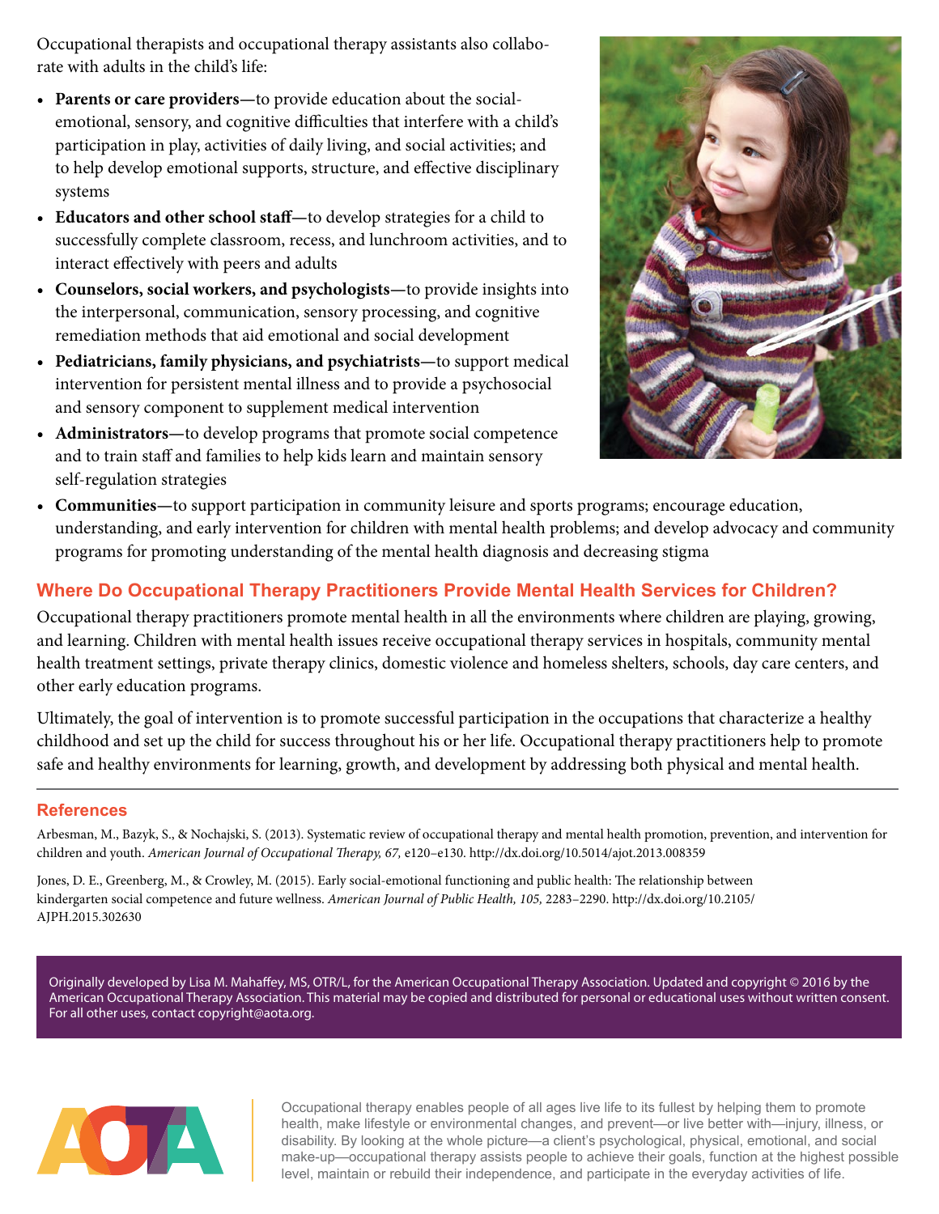Occupational therapists and occupational therapy assistants also collaborate with adults in the child's life:

- **Parents or care providers—**to provide education about the social-emotional, sensory, and cognitive difficulties that interfere with a child's participation in play, activities of daily living, and social activities; and to help develop emotional supports, structure, and effective disciplinary systems
- **Educators and other school staff—**to develop strategies for a child to successfully complete classroom, recess, and lunchroom activities, and to interact effectively with peers and adults
- **Counselors, social workers, and psychologists—**to provide insights into the interpersonal, communication, sensory processing, and cognitive remediation methods that aid emotional and social development
- **Pediatricians, family physicians, and psychiatrists—**to support medical intervention for persistent mental illness and to provide a psychosocial and sensory component to supplement medical intervention
- **Administrators—**to develop programs that promote social competence and to train staff and families to help kids learn and maintain sensory self-regulation strategies
- **Communities—**to support participation in community leisure and sports programs; encourage education, understanding, and early intervention for children with mental health problems; and develop advocacy and community programs for promoting understanding of the mental health diagnosis and decreasing stigma

## Where Do Occupational Therapy Practitioners Provide Mental Health Services for Children?

Occupational therapy practitioners promote mental health in all the environments where children are playing, growing, and learning. Children with mental health issues receive occupational therapy services in hospitals, community mental health treatment settings, private therapy clinics, domestic violence and homeless shelters, schools, day care centers, and other early education programs.

Ultimately, the goal of intervention is to promote successful participation in the occupations that characterize a healthy childhood and set up the child for success throughout his or her life. Occupational therapy practitioners help to promote safe and healthy environments for learning, growth, and development by addressing both physical and mental health.

---

## References

Arbesman, M., Bazyk, S., & Nochajski, S. (2013). Systematic review of occupational therapy and mental health promotion, prevention, and intervention for children and youth. *American Journal of Occupational Therapy, 67,* e120–e130. http://dx.doi.org/10.5014/ajot.2013.008359

Jones, D. E., Greenberg, M., & Crowley, M. (2015). Early social-emotional functioning and public health: The relationship between kindergarten social competence and future wellness. *American Journal of Public Health, 105,* 2283–2290. http://dx.doi.org/10.2105/AJPH.2015.302630

Originally developed by Lisa M. Mahaffey, MS, OTR/L, for the American Occupational Therapy Association. Updated and copyright © 2016 by the American Occupational Therapy Association. This material may be copied and distributed for personal or educational uses without written consent. For all other uses, contact copyright@aota.org.

AOTA

Occupational therapy enables people of all ages live life to its fullest by helping them to promote health, make lifestyle or environmental changes, and prevent—or live better with—injury, illness, or disability. By looking at the whole picture—a client's psychological, physical, emotional, and social make-up—occupational therapy assists people to achieve their goals, function at the highest possible level, maintain or rebuild their independence, and participate in the everyday activities of life.